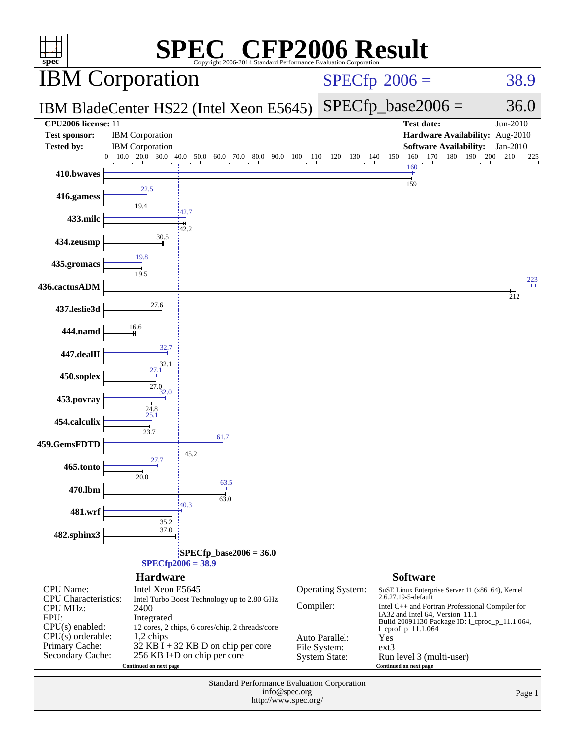# SPEC CFP2006 Result

Copyright 2006-2014 Standard Performance Evaluation Corporation

## IBM Corporation

## IBM BladeCenter HS22 (Intel Xeon E5645)

SPECfp 2006 = 38.9

SPECfp_base2006 = 36.0

| | | | |
|---|---|---|---|
| **CPU2006 license:** 11 | | **Test date:** | Jun-2010 |
| **Test sponsor:** | IBM Corporation | **Hardware Availability:** | Aug-2010 |
| **Tested by:** | IBM Corporation | **Software Availability:** | Jan-2010 |

| Benchmark | Peak | Base |
|---|---|---|
| 410.bwaves | 160 | 159 |
| 416.gamess | 22.5 | 19.4 |
| 433.milc | 42.7 | 42.2 |
| 434.zeusmp | | 30.5 |
| 435.gromacs | 19.8 | 19.5 |
| 436.cactusADM | 223 | 212 |
| 437.leslie3d | | 27.6 |
| 444.namd | | 16.6 |
| 447.dealII | 32.7 | 32.1 |
| 450.soplex | 27.1 | 27.0 |
| 453.povray | 32.0 | 24.8 |
| 454.calculix | 25.1 | 23.7 |
| 459.GemsFDTD | 61.7 | 45.2 |
| 465.tonto | 27.7 | 20.0 |
| 470.lbm | 63.5 | 63.0 |
| 481.wrf | 40.3 | 35.2 |
| 482.sphinx3 | | 37.0 |

SPECfp_base2006 = 36.0

SPECfp2006 = 38.9

### Hardware

| | |
|---|---|
| CPU Name: | Intel Xeon E5645 |
| CPU Characteristics: | Intel Turbo Boost Technology up to 2.80 GHz |
| CPU MHz: | 2400 |
| FPU: | Integrated |
| CPU(s) enabled: | 12 cores, 2 chips, 6 cores/chip, 2 threads/core |
| CPU(s) orderable: | 1,2 chips |
| Primary Cache: | 32 KB I + 32 KB D on chip per core |
| Secondary Cache: | 256 KB I+D on chip per core |

Continued on next page

### Software

| | |
|---|---|
| Operating System: | SuSE Linux Enterprise Server 11 (x86_64), Kernel 2.6.27.19-5-default |
| Compiler: | Intel C++ and Fortran Professional Compiler for IA32 and Intel 64, Version 11.1 Build 20091130 Package ID: l_cproc_p_11.1.064, l_cprof_p_11.1.064 |
| Auto Parallel: | Yes |
| File System: | ext3 |
| System State: | Run level 3 (multi-user) |

Continued on next page

Standard Performance Evaluation Corporation
info@spec.org
http://www.spec.org/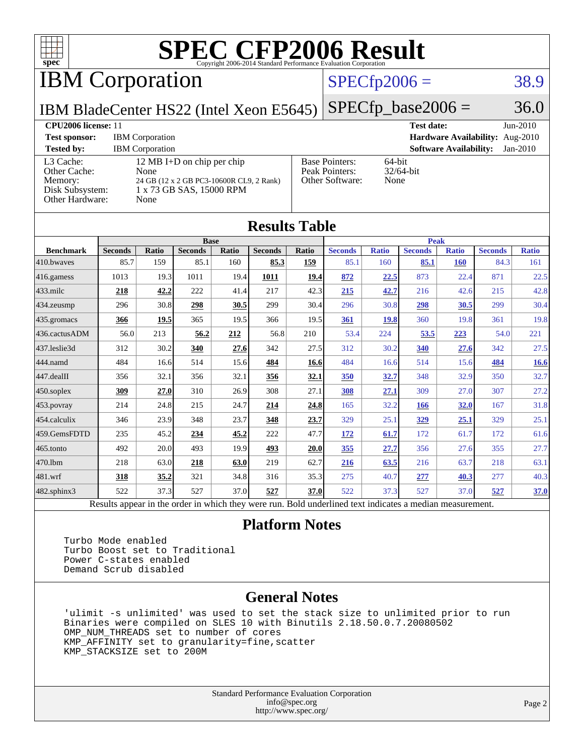# SPEC CFP2006 Result

Copyright 2006-2014 Standard Performance Evaluation Corporation

## IBM Corporation

**IBM BladeCenter HS22 (Intel Xeon E5645)**

SPECfp2006 = 38.9

SPECfp_base2006 = 36.0

| | | | |
|---|---|---|---|
| **CPU2006 license:** 11 | | **Test date:** | Jun-2010 |
| **Test sponsor:** | IBM Corporation | **Hardware Availability:** | Aug-2010 |
| **Tested by:** | IBM Corporation | **Software Availability:** | Jan-2010 |

| | |
|---|---|
| L3 Cache: | 12 MB I+D on chip per chip |
| Other Cache: | None |
| Memory: | 24 GB (12 x 2 GB PC3-10600R CL9, 2 Rank) |
| Disk Subsystem: | 1 x 73 GB SAS, 15000 RPM |
| Other Hardware: | None |

| | |
|---|---|
| Base Pointers: | 64-bit |
| Peak Pointers: | 32/64-bit |
| Other Software: | None |

## Results Table

| | Base | | | | | | Peak | | | | | |
|---|---|---|---|---|---|---|---|---|---|---|---|---|
| **Benchmark** | **Seconds** | **Ratio** | **Seconds** | **Ratio** | **Seconds** | **Ratio** | **Seconds** | **Ratio** | **Seconds** | **Ratio** | **Seconds** | **Ratio** |
| 410.bwaves | 85.7 | 159 | 85.1 | 160 | **85.3** | **159** | 85.1 | 160 | **85.1** | **160** | 84.3 | 161 |
| 416.gamess | 1013 | 19.3 | 1011 | 19.4 | **1011** | **19.4** | **872** | **22.5** | 873 | 22.4 | 871 | 22.5 |
| 433.milc | **218** | **42.2** | 222 | 41.4 | 217 | 42.3 | **215** | **42.7** | 216 | 42.6 | 215 | 42.8 |
| 434.zeusmp | 296 | 30.8 | **298** | **30.5** | 299 | 30.4 | 296 | 30.8 | **298** | **30.5** | 299 | 30.4 |
| 435.gromacs | **366** | **19.5** | 365 | 19.5 | 366 | 19.5 | **361** | **19.8** | 360 | 19.8 | 361 | 19.8 |
| 436.cactusADM | 56.0 | 213 | **56.2** | **212** | 56.8 | 210 | 53.4 | 224 | **53.5** | **223** | 54.0 | 221 |
| 437.leslie3d | 312 | 30.2 | **340** | **27.6** | 342 | 27.5 | 312 | 30.2 | **340** | **27.6** | 342 | 27.5 |
| 444.namd | 484 | 16.6 | 514 | 15.6 | **484** | **16.6** | 484 | 16.6 | 514 | 15.6 | **484** | **16.6** |
| 447.dealII | 356 | 32.1 | 356 | 32.1 | **356** | **32.1** | **350** | **32.7** | 348 | 32.9 | 350 | 32.7 |
| 450.soplex | **309** | **27.0** | 310 | 26.9 | 308 | 27.1 | **308** | **27.1** | 309 | 27.0 | 307 | 27.2 |
| 453.povray | 214 | 24.8 | 215 | 24.7 | **214** | **24.8** | 165 | 32.2 | **166** | **32.0** | 167 | 31.8 |
| 454.calculix | 346 | 23.9 | 348 | 23.7 | **348** | **23.7** | 329 | 25.1 | **329** | **25.1** | 329 | 25.1 |
| 459.GemsFDTD | 235 | 45.2 | **234** | **45.2** | 222 | 47.7 | **172** | **61.7** | 172 | 61.7 | 172 | 61.6 |
| 465.tonto | 492 | 20.0 | 493 | 19.9 | **493** | **20.0** | **355** | **27.7** | 356 | 27.6 | 355 | 27.7 |
| 470.lbm | 218 | 63.0 | **218** | **63.0** | 219 | 62.7 | **216** | **63.5** | 216 | 63.7 | 218 | 63.1 |
| 481.wrf | **318** | **35.2** | 321 | 34.8 | 316 | 35.3 | 275 | 40.7 | **277** | **40.3** | 277 | 40.3 |
| 482.sphinx3 | 522 | 37.3 | 527 | 37.0 | **527** | **37.0** | 522 | 37.3 | 527 | 37.0 | **527** | **37.0** |

Results appear in the order in which they were run. Bold underlined text indicates a median measurement.

## Platform Notes

```
Turbo Mode enabled
Turbo Boost set to Traditional
Power C-states enabled
Demand Scrub disabled
```

## General Notes

```
'ulimit -s unlimited' was used to set the stack size to unlimited prior to run
Binaries were compiled on SLES 10 with Binutils 2.18.50.0.7.20080502
OMP_NUM_THREADS set to number of cores
KMP_AFFINITY set to granularity=fine,scatter
KMP_STACKSIZE set to 200M
```

Standard Performance Evaluation Corporation
info@spec.org
http://www.spec.org/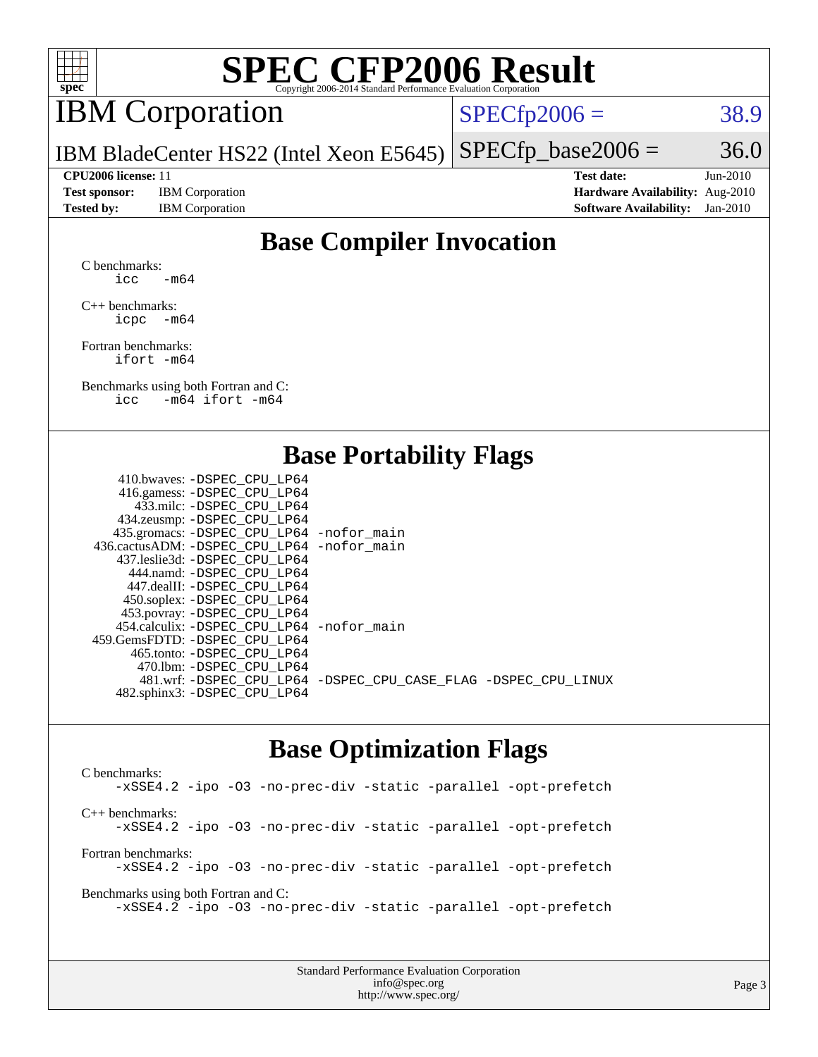# SPEC CFP2006 Result

Copyright 2006-2014 Standard Performance Evaluation Corporation

## IBM Corporation

IBM BladeCenter HS22 (Intel Xeon E5645)

SPECfp2006 = 38.9

SPECfp_base2006 = 36.0

| | | | |
|---|---|---|---|
| **CPU2006 license:** 11 | | **Test date:** | Jun-2010 |
| **Test sponsor:** | IBM Corporation | **Hardware Availability:** | Aug-2010 |
| **Tested by:** | IBM Corporation | **Software Availability:** | Jan-2010 |

## Base Compiler Invocation

C benchmarks:
```
icc   -m64
```

C++ benchmarks:
```
icpc  -m64
```

Fortran benchmarks:
```
ifort -m64
```

Benchmarks using both Fortran and C:
```
icc   -m64 ifort -m64
```

## Base Portability Flags

```
   410.bwaves: -DSPEC_CPU_LP64
   416.gamess: -DSPEC_CPU_LP64
     433.milc: -DSPEC_CPU_LP64
   434.zeusmp: -DSPEC_CPU_LP64
  435.gromacs: -DSPEC_CPU_LP64 -nofor_main
436.cactusADM: -DSPEC_CPU_LP64 -nofor_main
  437.leslie3d: -DSPEC_CPU_LP64
     444.namd: -DSPEC_CPU_LP64
   447.dealII: -DSPEC_CPU_LP64
   450.soplex: -DSPEC_CPU_LP64
   453.povray: -DSPEC_CPU_LP64
 454.calculix: -DSPEC_CPU_LP64 -nofor_main
459.GemsFDTD: -DSPEC_CPU_LP64
    465.tonto: -DSPEC_CPU_LP64
      470.lbm: -DSPEC_CPU_LP64
      481.wrf: -DSPEC_CPU_LP64 -DSPEC_CPU_CASE_FLAG -DSPEC_CPU_LINUX
  482.sphinx3: -DSPEC_CPU_LP64
```

## Base Optimization Flags

C benchmarks:
```
-xSSE4.2 -ipo -O3 -no-prec-div -static -parallel -opt-prefetch
```

C++ benchmarks:
```
-xSSE4.2 -ipo -O3 -no-prec-div -static -parallel -opt-prefetch
```

Fortran benchmarks:
```
-xSSE4.2 -ipo -O3 -no-prec-div -static -parallel -opt-prefetch
```

Benchmarks using both Fortran and C:
```
-xSSE4.2 -ipo -O3 -no-prec-div -static -parallel -opt-prefetch
```

Standard Performance Evaluation Corporation
info@spec.org
http://www.spec.org/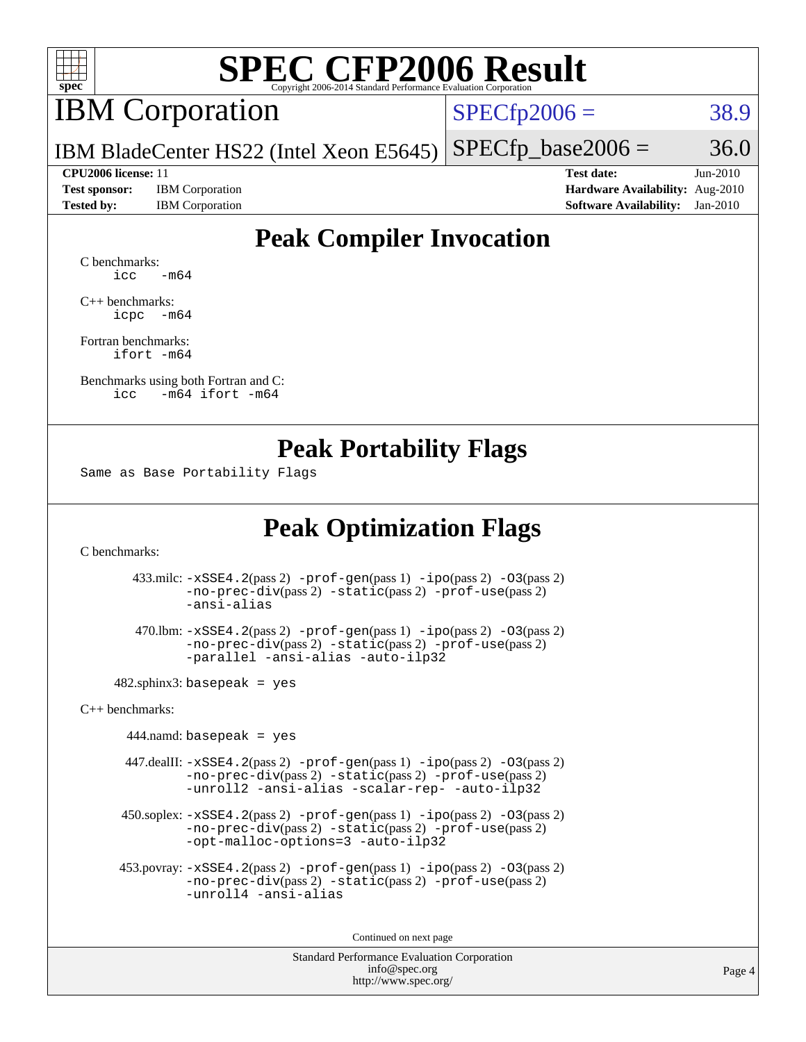# SPEC CFP2006 Result

Copyright 2006-2014 Standard Performance Evaluation Corporation

## IBM Corporation

IBM BladeCenter HS22 (Intel Xeon E5645)

SPECfp2006 = 38.9

SPECfp_base2006 = 36.0

**CPU2006 license:** 11
**Test sponsor:** IBM Corporation
**Tested by:** IBM Corporation

**Test date:** Jun-2010
**Hardware Availability:** Aug-2010
**Software Availability:** Jan-2010

## Peak Compiler Invocation

C benchmarks:
```
icc   -m64
```

C++ benchmarks:
```
icpc  -m64
```

Fortran benchmarks:
```
ifort -m64
```

Benchmarks using both Fortran and C:
```
icc   -m64 ifort -m64
```

## Peak Portability Flags

Same as Base Portability Flags

## Peak Optimization Flags

C benchmarks:

433.milc: -xSSE4.2(pass 2) -prof-gen(pass 1) -ipo(pass 2) -O3(pass 2) -no-prec-div(pass 2) -static(pass 2) -prof-use(pass 2) -ansi-alias

470.lbm: -xSSE4.2(pass 2) -prof-gen(pass 1) -ipo(pass 2) -O3(pass 2) -no-prec-div(pass 2) -static(pass 2) -prof-use(pass 2) -parallel -ansi-alias -auto-ilp32

482.sphinx3: basepeak = yes

C++ benchmarks:

444.namd: basepeak = yes

447.dealII: -xSSE4.2(pass 2) -prof-gen(pass 1) -ipo(pass 2) -O3(pass 2) -no-prec-div(pass 2) -static(pass 2) -prof-use(pass 2) -unroll2 -ansi-alias -scalar-rep- -auto-ilp32

450.soplex: -xSSE4.2(pass 2) -prof-gen(pass 1) -ipo(pass 2) -O3(pass 2) -no-prec-div(pass 2) -static(pass 2) -prof-use(pass 2) -opt-malloc-options=3 -auto-ilp32

453.povray: -xSSE4.2(pass 2) -prof-gen(pass 1) -ipo(pass 2) -O3(pass 2) -no-prec-div(pass 2) -static(pass 2) -prof-use(pass 2) -unroll4 -ansi-alias

Continued on next page

Standard Performance Evaluation Corporation
info@spec.org
http://www.spec.org/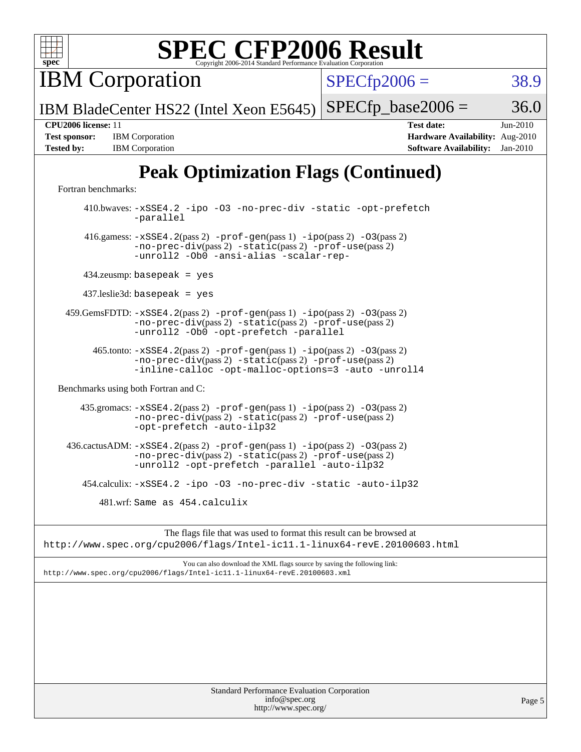# SPEC CFP2006 Result

Copyright 2006-2014 Standard Performance Evaluation Corporation

**IBM Corporation**

**IBM BladeCenter HS22 (Intel Xeon E5645)**

SPECfp2006 = 38.9

SPECfp_base2006 = 36.0

| | | | |
|---|---|---|---|
| **CPU2006 license:** | 11 | **Test date:** | Jun-2010 |
| **Test sponsor:** | IBM Corporation | **Hardware Availability:** | Aug-2010 |
| **Tested by:** | IBM Corporation | **Software Availability:** | Jan-2010 |

## Peak Optimization Flags (Continued)

Fortran benchmarks:

410.bwaves: `-xSSE4.2 -ipo -O3 -no-prec-div -static -opt-prefetch -parallel`

416.gamess: `-xSSE4.2`(pass 2) `-prof-gen`(pass 1) `-ipo`(pass 2) `-O3`(pass 2) `-no-prec-div`(pass 2) `-static`(pass 2) `-prof-use`(pass 2) `-unroll2 -Ob0 -ansi-alias -scalar-rep-`

434.zeusmp: `basepeak = yes`

437.leslie3d: `basepeak = yes`

459.GemsFDTD: `-xSSE4.2`(pass 2) `-prof-gen`(pass 1) `-ipo`(pass 2) `-O3`(pass 2) `-no-prec-div`(pass 2) `-static`(pass 2) `-prof-use`(pass 2) `-unroll2 -Ob0 -opt-prefetch -parallel`

465.tonto: `-xSSE4.2`(pass 2) `-prof-gen`(pass 1) `-ipo`(pass 2) `-O3`(pass 2) `-no-prec-div`(pass 2) `-static`(pass 2) `-prof-use`(pass 2) `-inline-calloc -opt-malloc-options=3 -auto -unroll4`

Benchmarks using both Fortran and C:

435.gromacs: `-xSSE4.2`(pass 2) `-prof-gen`(pass 1) `-ipo`(pass 2) `-O3`(pass 2) `-no-prec-div`(pass 2) `-static`(pass 2) `-prof-use`(pass 2) `-opt-prefetch -auto-ilp32`

436.cactusADM: `-xSSE4.2`(pass 2) `-prof-gen`(pass 1) `-ipo`(pass 2) `-O3`(pass 2) `-no-prec-div`(pass 2) `-static`(pass 2) `-prof-use`(pass 2) `-unroll2 -opt-prefetch -parallel -auto-ilp32`

454.calculix: `-xSSE4.2 -ipo -O3 -no-prec-div -static -auto-ilp32`

481.wrf: `Same as 454.calculix`

The flags file that was used to format this result can be browsed at
http://www.spec.org/cpu2006/flags/Intel-ic11.1-linux64-revE.20100603.html

You can also download the XML flags source by saving the following link:
http://www.spec.org/cpu2006/flags/Intel-ic11.1-linux64-revE.20100603.xml

Standard Performance Evaluation Corporation
info@spec.org
http://www.spec.org/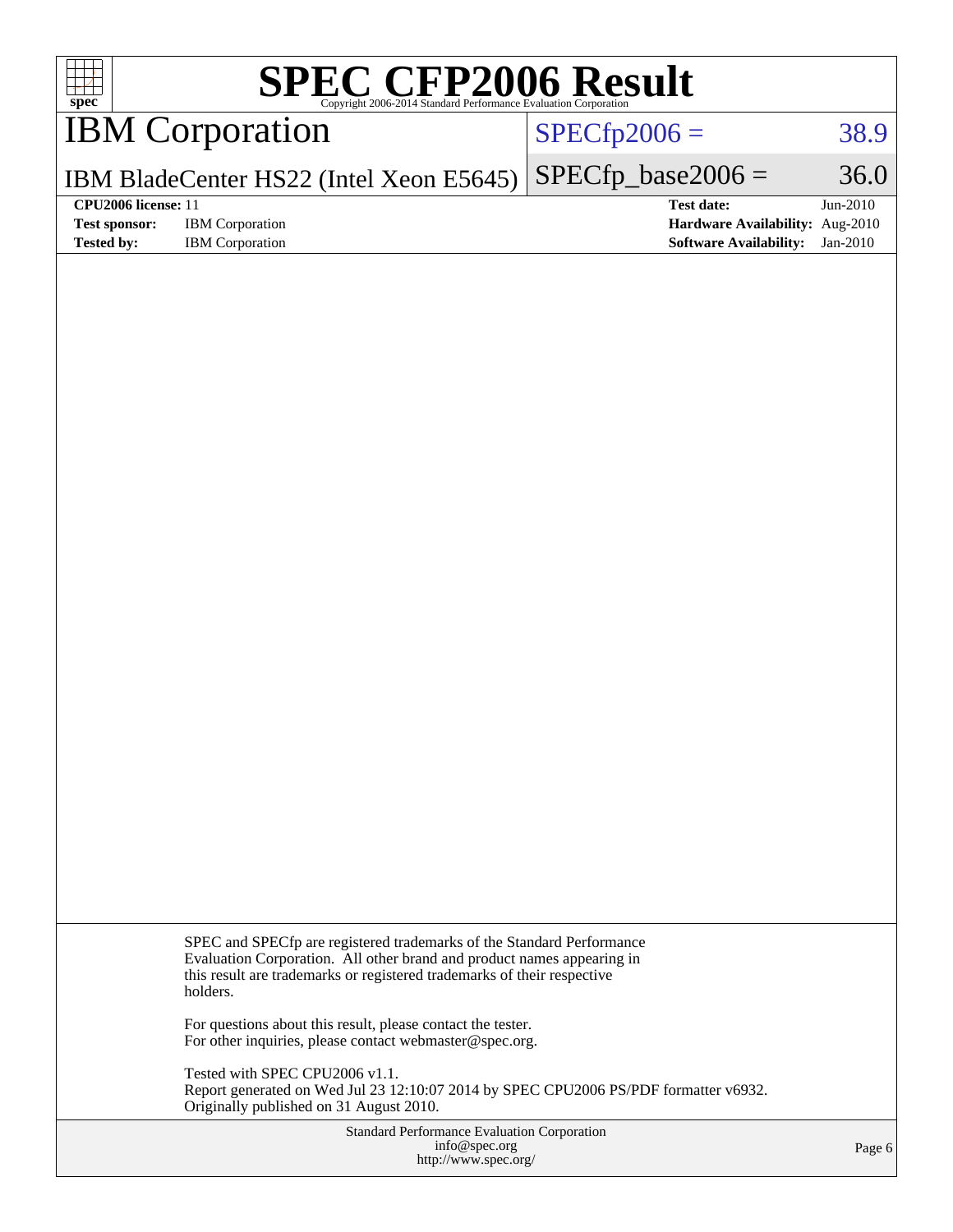SPEC and SPECfp are registered trademarks of the Standard Performance Evaluation Corporation. All other brand and product names appearing in this result are trademarks or registered trademarks of their respective holders.

For questions about this result, please contact the tester.
For other inquiries, please contact webmaster@spec.org.

Tested with SPEC CPU2006 v1.1.
Report generated on Wed Jul 23 12:10:07 2014 by SPEC CPU2006 PS/PDF formatter v6932.
Originally published on 31 August 2010.